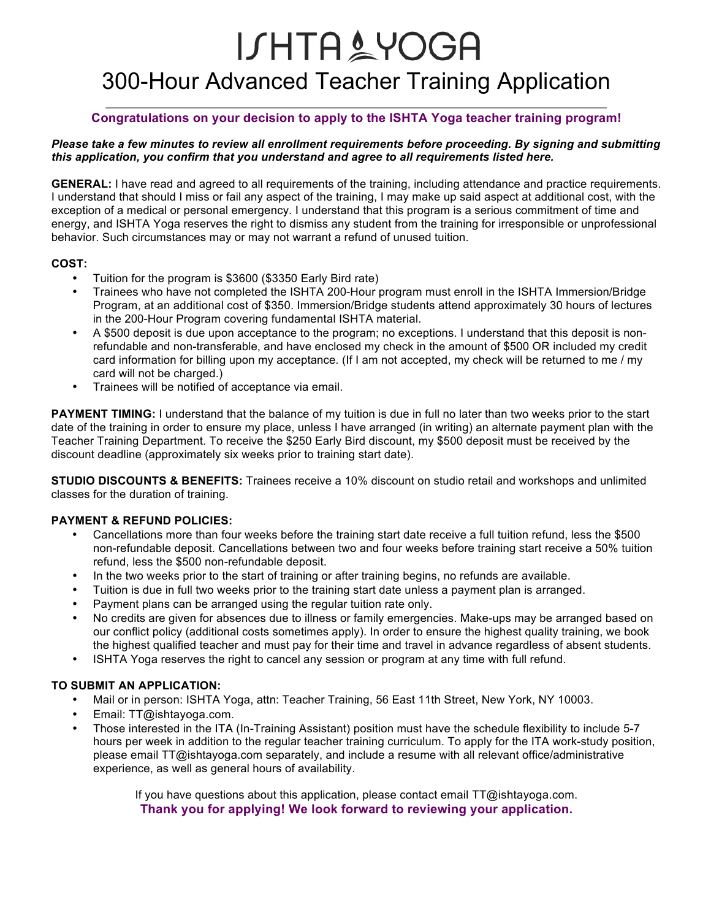# ISHTA YOGA

## 300-Hour Advanced Teacher Training Application

**Congratulations on your decision to apply to the ISHTA Yoga teacher training program!**

***Please take a few minutes to review all enrollment requirements before proceeding. By signing and submitting this application, you confirm that you understand and agree to all requirements listed here.***

**GENERAL:** I have read and agreed to all requirements of the training, including attendance and practice requirements. I understand that should I miss or fail any aspect of the training, I may make up said aspect at additional cost, with the exception of a medical or personal emergency. I understand that this program is a serious commitment of time and energy, and ISHTA Yoga reserves the right to dismiss any student from the training for irresponsible or unprofessional behavior. Such circumstances may or may not warrant a refund of unused tuition.

**COST:**

- Tuition for the program is $3600 ($3350 Early Bird rate)
- Trainees who have not completed the ISHTA 200-Hour program must enroll in the ISHTA Immersion/Bridge Program, at an additional cost of $350. Immersion/Bridge students attend approximately 30 hours of lectures in the 200-Hour Program covering fundamental ISHTA material.
- A $500 deposit is due upon acceptance to the program; no exceptions. I understand that this deposit is non-refundable and non-transferable, and have enclosed my check in the amount of $500 OR included my credit card information for billing upon my acceptance. (If I am not accepted, my check will be returned to me / my card will not be charged.)
- Trainees will be notified of acceptance via email.

**PAYMENT TIMING:** I understand that the balance of my tuition is due in full no later than two weeks prior to the start date of the training in order to ensure my place, unless I have arranged (in writing) an alternate payment plan with the Teacher Training Department. To receive the $250 Early Bird discount, my $500 deposit must be received by the discount deadline (approximately six weeks prior to training start date).

**STUDIO DISCOUNTS & BENEFITS:** Trainees receive a 10% discount on studio retail and workshops and unlimited classes for the duration of training.

**PAYMENT & REFUND POLICIES:**

- Cancellations more than four weeks before the training start date receive a full tuition refund, less the $500 non-refundable deposit. Cancellations between two and four weeks before training start receive a 50% tuition refund, less the $500 non-refundable deposit.
- In the two weeks prior to the start of training or after training begins, no refunds are available.
- Tuition is due in full two weeks prior to the training start date unless a payment plan is arranged.
- Payment plans can be arranged using the regular tuition rate only.
- No credits are given for absences due to illness or family emergencies. Make-ups may be arranged based on our conflict policy (additional costs sometimes apply). In order to ensure the highest quality training, we book the highest qualified teacher and must pay for their time and travel in advance regardless of absent students.
- ISHTA Yoga reserves the right to cancel any session or program at any time with full refund.

**TO SUBMIT AN APPLICATION:**

- Mail or in person: ISHTA Yoga, attn: Teacher Training, 56 East 11th Street, New York, NY 10003.
- Email: TT@ishtayoga.com.
- Those interested in the ITA (In-Training Assistant) position must have the schedule flexibility to include 5-7 hours per week in addition to the regular teacher training curriculum. To apply for the ITA work-study position, please email TT@ishtayoga.com separately, and include a resume with all relevant office/administrative experience, as well as general hours of availability.

If you have questions about this application, please contact email TT@ishtayoga.com.

**Thank you for applying! We look forward to reviewing your application.**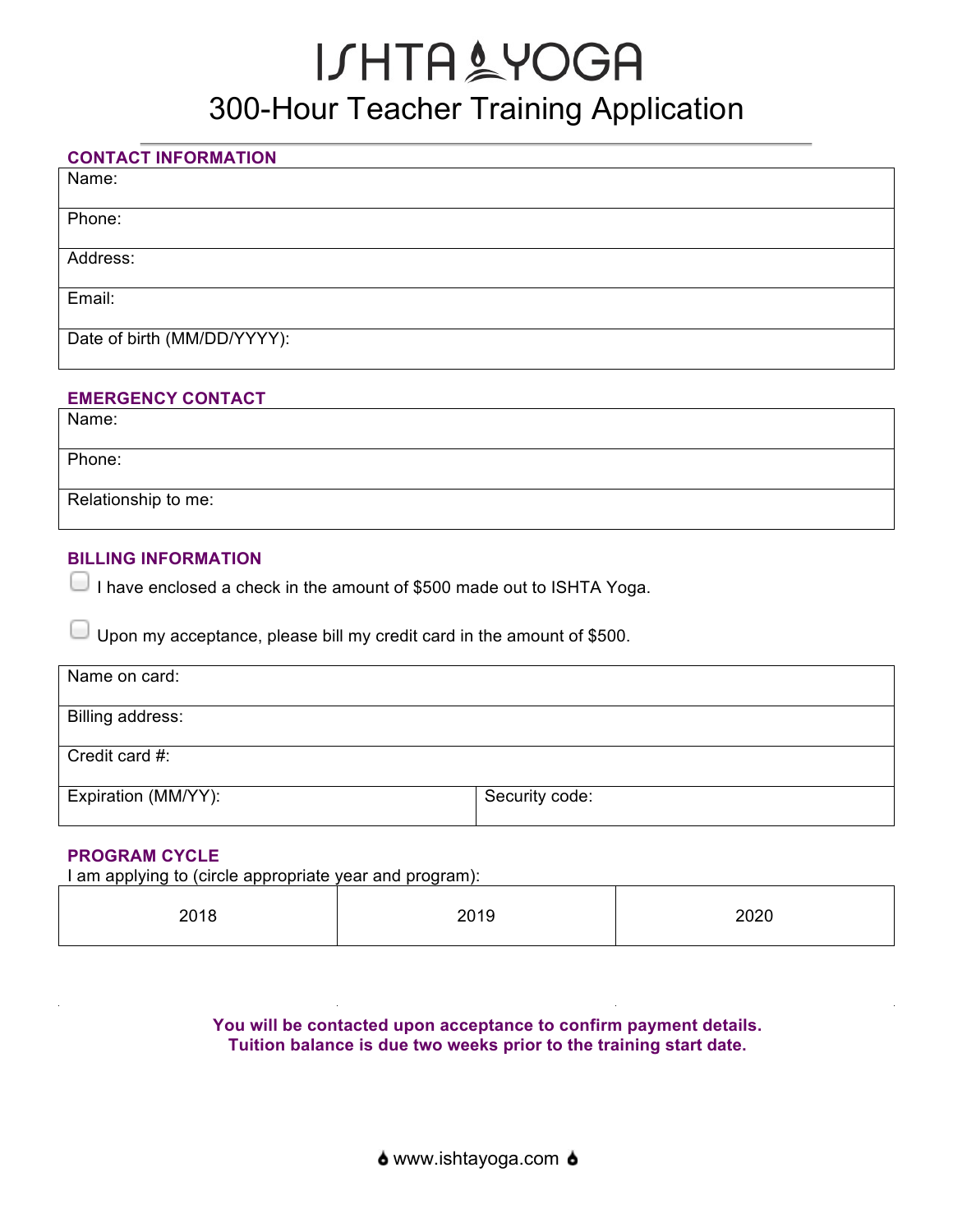# ISHTA YOGA

## 300-Hour Teacher Training Application

### CONTACT INFORMATION

| Name: |
|---|
| Phone: |
| Address: |
| Email: |
| Date of birth (MM/DD/YYYY): |

### EMERGENCY CONTACT

| Name: |
|---|
| Phone: |
| Relationship to me: |

### BILLING INFORMATION

- ☐ I have enclosed a check in the amount of $500 made out to ISHTA Yoga.
- ☐ Upon my acceptance, please bill my credit card in the amount of $500.

| Name on card: | |
|---|---|
| Billing address: | |
| Credit card #: | |
| Expiration (MM/YY): | Security code: |

### PROGRAM CYCLE

I am applying to (circle appropriate year and program):

| 2018 | 2019 | 2020 |
|---|---|---|

**You will be contacted upon acceptance to confirm payment details.**
**Tuition balance is due two weeks prior to the training start date.**

www.ishtayoga.com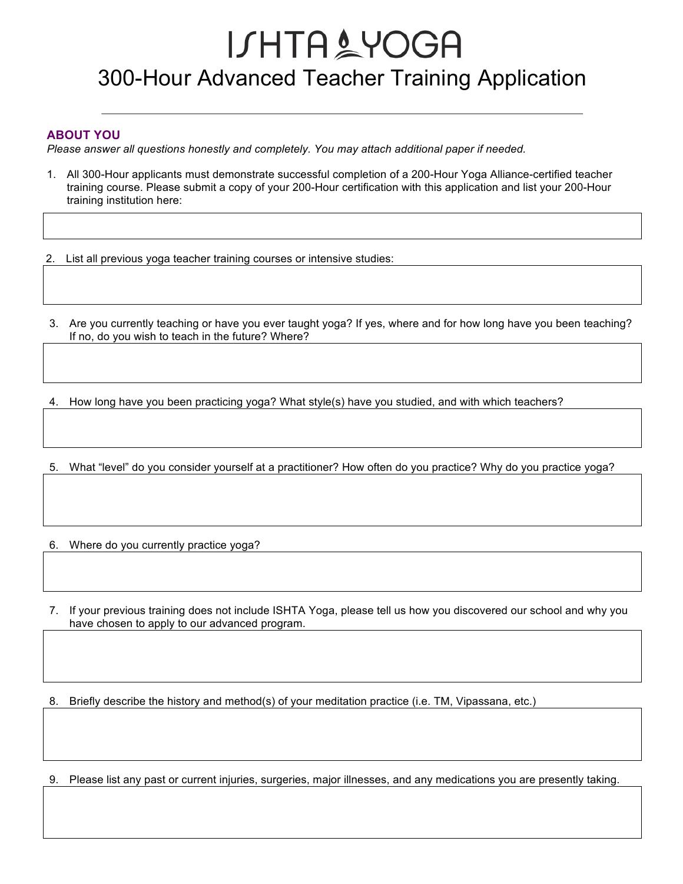# ISHTA YOGA

## 300-Hour Advanced Teacher Training Application

---

### ABOUT YOU

*Please answer all questions honestly and completely. You may attach additional paper if needed.*

1. All 300-Hour applicants must demonstrate successful completion of a 200-Hour Yoga Alliance-certified teacher training course. Please submit a copy of your 200-Hour certification with this application and list your 200-Hour training institution here:

2. List all previous yoga teacher training courses or intensive studies:

3. Are you currently teaching or have you ever taught yoga? If yes, where and for how long have you been teaching? If no, do you wish to teach in the future? Where?

4. How long have you been practicing yoga? What style(s) have you studied, and with which teachers?

5. What "level" do you consider yourself at a practitioner? How often do you practice? Why do you practice yoga?

6. Where do you currently practice yoga?

7. If your previous training does not include ISHTA Yoga, please tell us how you discovered our school and why you have chosen to apply to our advanced program.

8. Briefly describe the history and method(s) of your meditation practice (i.e. TM, Vipassana, etc.)

9. Please list any past or current injuries, surgeries, major illnesses, and any medications you are presently taking.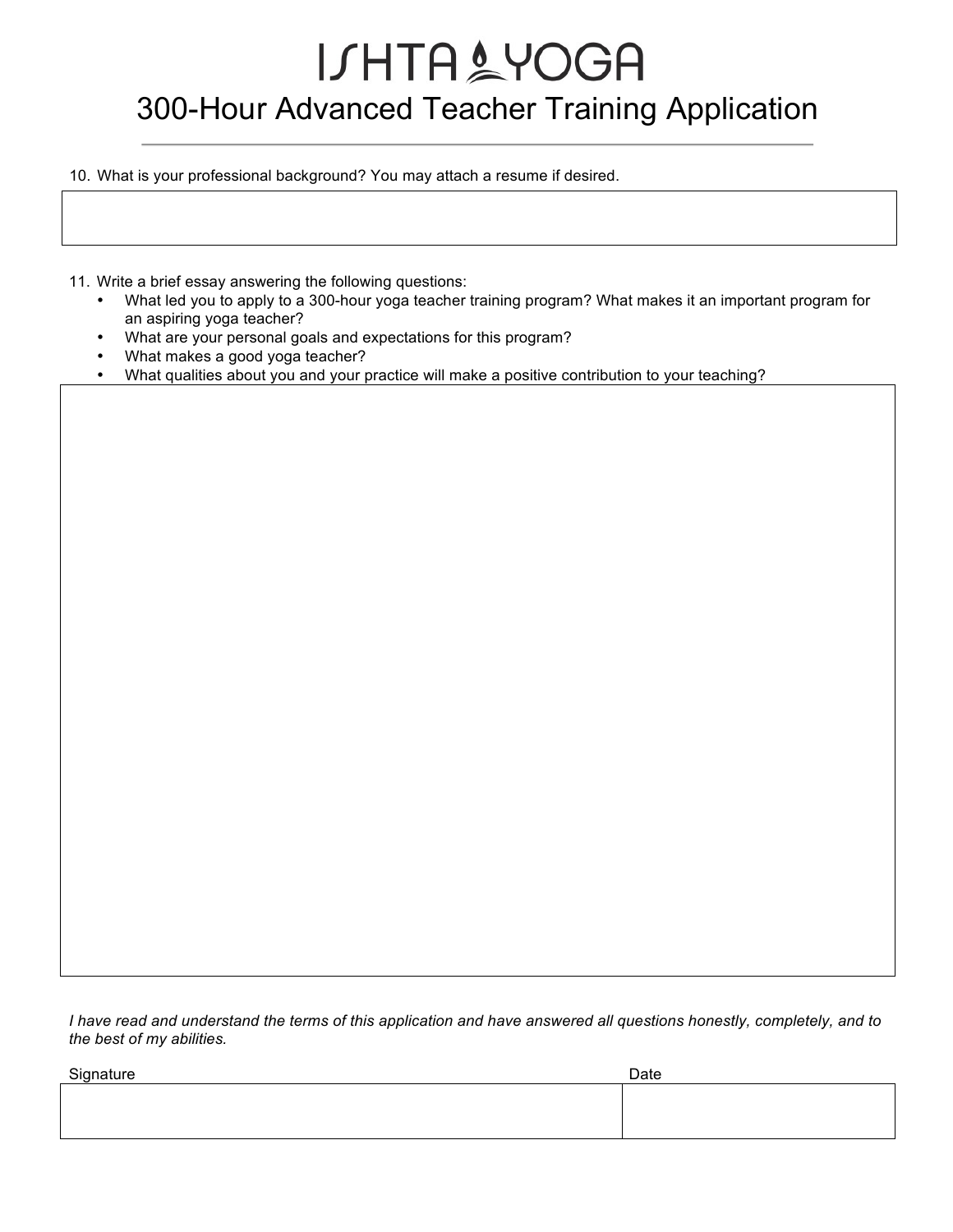# ISHTA YOGA

## 300-Hour Advanced Teacher Training Application

10. What is your professional background? You may attach a resume if desired.

11. Write a brief essay answering the following questions:
    - What led you to apply to a 300-hour yoga teacher training program? What makes it an important program for an aspiring yoga teacher?
    - What are your personal goals and expectations for this program?
    - What makes a good yoga teacher?
    - What qualities about you and your practice will make a positive contribution to your teaching?

*I have read and understand the terms of this application and have answered all questions honestly, completely, and to the best of my abilities.*

| Signature | Date |
|---|---|
| | |